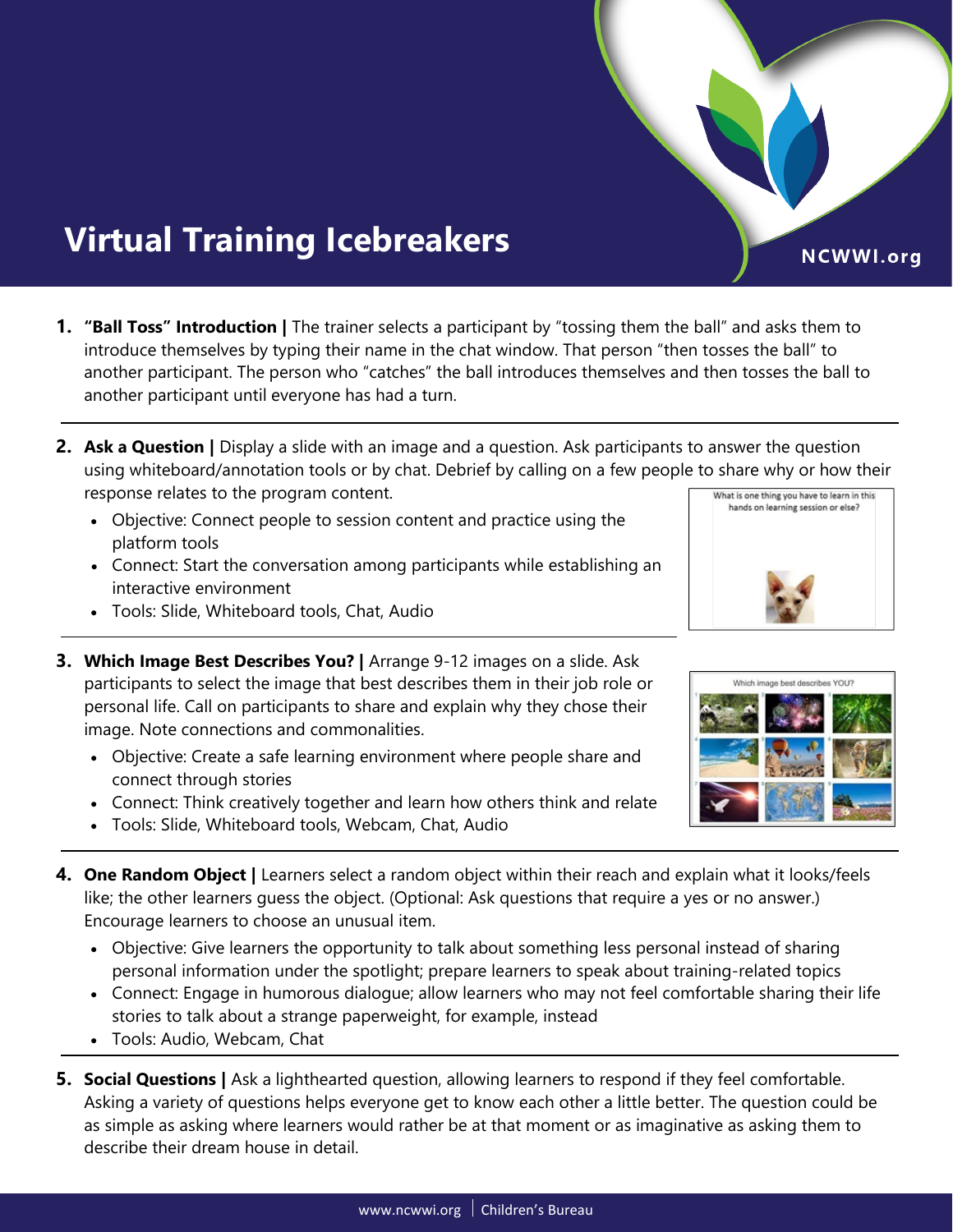# Virtual Training Icebreakers

NCWWI.org

1. **"Ball Toss" Introduction |** The trainer selects a participant by "tossing them the ball" and asks them to introduce themselves by typing their name in the chat window. That person "then tosses the ball" to another participant. The person who "catches" the ball introduces themselves and then tosses the ball to another participant until everyone has had a turn.

2. **Ask a Question |** Display a slide with an image and a question. Ask participants to answer the question using whiteboard/annotation tools or by chat. Debrief by calling on a few people to share why or how their response relates to the program content.
   - Objective: Connect people to session content and practice using the platform tools
   - Connect: Start the conversation among participants while establishing an interactive environment
   - Tools: Slide, Whiteboard tools, Chat, Audio

3. **Which Image Best Describes You? |** Arrange 9-12 images on a slide. Ask participants to select the image that best describes them in their job role or personal life. Call on participants to share and explain why they chose their image. Note connections and commonalities.
   - Objective: Create a safe learning environment where people share and connect through stories
   - Connect: Think creatively together and learn how others think and relate
   - Tools: Slide, Whiteboard tools, Webcam, Chat, Audio

4. **One Random Object |** Learners select a random object within their reach and explain what it looks/feels like; the other learners guess the object. (Optional: Ask questions that require a yes or no answer.) Encourage learners to choose an unusual item.
   - Objective: Give learners the opportunity to talk about something less personal instead of sharing personal information under the spotlight; prepare learners to speak about training-related topics
   - Connect: Engage in humorous dialogue; allow learners who may not feel comfortable sharing their life stories to talk about a strange paperweight, for example, instead
   - Tools: Audio, Webcam, Chat

5. **Social Questions |** Ask a lighthearted question, allowing learners to respond if they feel comfortable. Asking a variety of questions helps everyone get to know each other a little better. The question could be as simple as asking where learners would rather be at that moment or as imaginative as asking them to describe their dream house in detail.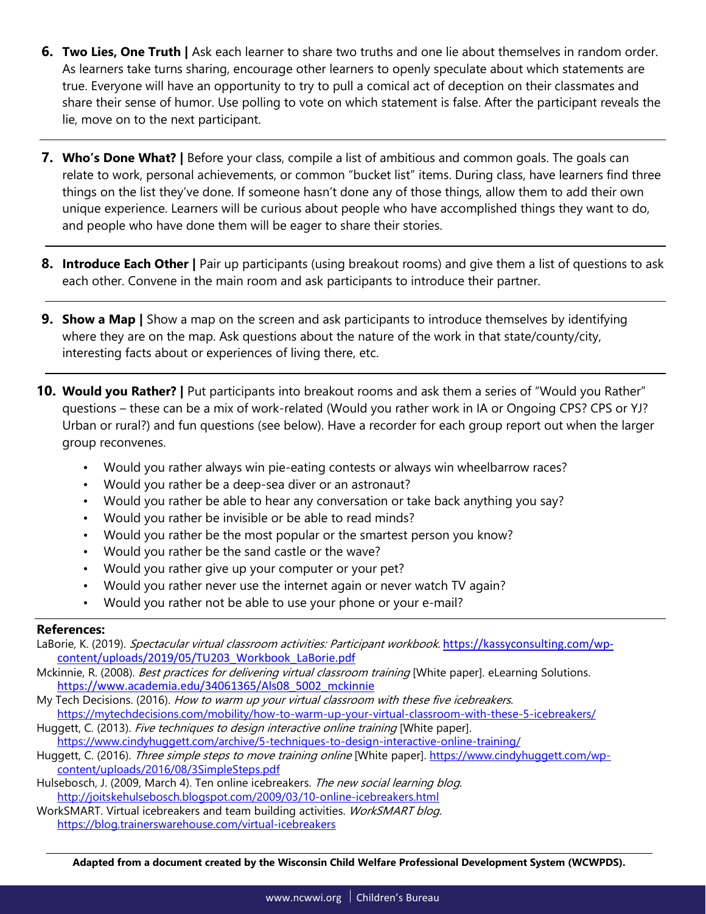6. **Two Lies, One Truth |** Ask each learner to share two truths and one lie about themselves in random order. As learners take turns sharing, encourage other learners to openly speculate about which statements are true. Everyone will have an opportunity to try to pull a comical act of deception on their classmates and share their sense of humor. Use polling to vote on which statement is false. After the participant reveals the lie, move on to the next participant.

---

7. **Who's Done What? |** Before your class, compile a list of ambitious and common goals. The goals can relate to work, personal achievements, or common "bucket list" items. During class, have learners find three things on the list they've done. If someone hasn't done any of those things, allow them to add their own unique experience. Learners will be curious about people who have accomplished things they want to do, and people who have done them will be eager to share their stories.

---

8. **Introduce Each Other |** Pair up participants (using breakout rooms) and give them a list of questions to ask each other. Convene in the main room and ask participants to introduce their partner.

---

9. **Show a Map |** Show a map on the screen and ask participants to introduce themselves by identifying where they are on the map. Ask questions about the nature of the work in that state/county/city, interesting facts about or experiences of living there, etc.

---

10. **Would you Rather? |** Put participants into breakout rooms and ask them a series of "Would you Rather" questions – these can be a mix of work-related (Would you rather work in IA or Ongoing CPS? CPS or YJ? Urban or rural?) and fun questions (see below). Have a recorder for each group report out when the larger group reconvenes.
    - Would you rather always win pie-eating contests or always win wheelbarrow races?
    - Would you rather be a deep-sea diver or an astronaut?
    - Would you rather be able to hear any conversation or take back anything you say?
    - Would you rather be invisible or be able to read minds?
    - Would you rather be the most popular or the smartest person you know?
    - Would you rather be the sand castle or the wave?
    - Would you rather give up your computer or your pet?
    - Would you rather never use the internet again or never watch TV again?
    - Would you rather not be able to use your phone or your e-mail?

---

**References:**

LaBorie, K. (2019). *Spectacular virtual classroom activities: Participant workbook.* https://kassyconsulting.com/wp-content/uploads/2019/05/TU203_Workbook_LaBorie.pdf

Mckinnie, R. (2008). *Best practices for delivering virtual classroom training* [White paper]. eLearning Solutions. https://www.academia.edu/34061365/Als08_5002_mckinnie

My Tech Decisions. (2016). *How to warm up your virtual classroom with these five icebreakers.* https://mytechdecisions.com/mobility/how-to-warm-up-your-virtual-classroom-with-these-5-icebreakers/

Huggett, C. (2013). *Five techniques to design interactive online training* [White paper]. https://www.cindyhuggett.com/archive/5-techniques-to-design-interactive-online-training/

Huggett, C. (2016). *Three simple steps to move training online* [White paper]. https://www.cindyhuggett.com/wp-content/uploads/2016/08/3SimpleSteps.pdf

Hulsebosch, J. (2009, March 4). Ten online icebreakers. *The new social learning blog.* http://joitskehulsebosch.blogspot.com/2009/03/10-online-icebreakers.html

WorkSMART. Virtual icebreakers and team building activities. *WorkSMART blog.* https://blog.trainerswarehouse.com/virtual-icebreakers

---

**Adapted from a document created by the Wisconsin Child Welfare Professional Development System (WCWPDS).**